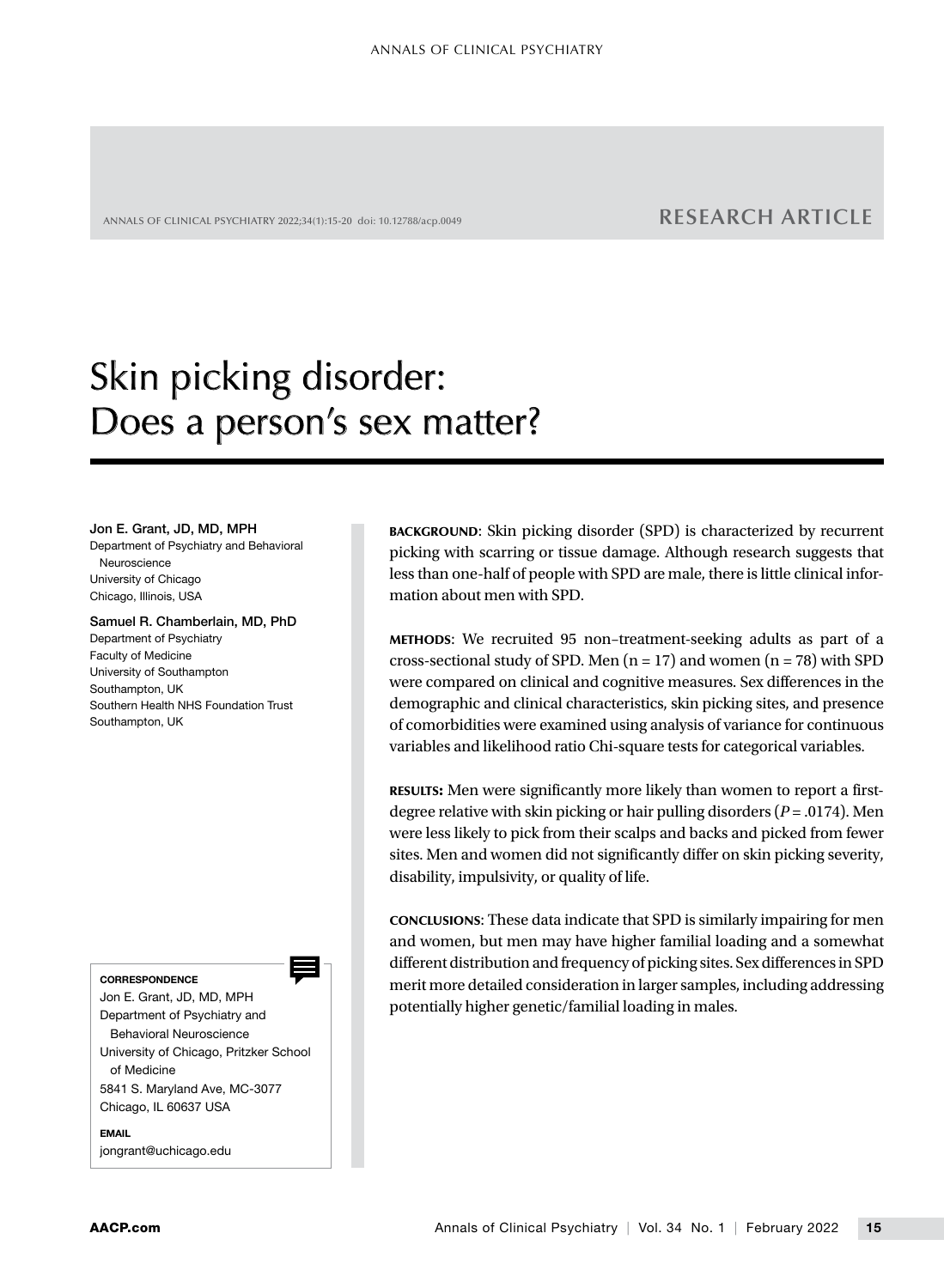RESEARCH ARTICLE

# Skin picking disorder: Does a person's sex matter?

**Jon E. Grant, JD, MD, MPH**
Department of Psychiatry and Behavioral Neuroscience
University of Chicago
Chicago, Illinois, USA

**Samuel R. Chamberlain, MD, PhD**
Department of Psychiatry
Faculty of Medicine
University of Southampton
Southampton, UK
Southern Health NHS Foundation Trust
Southampton, UK

**BACKGROUND**: Skin picking disorder (SPD) is characterized by recurrent picking with scarring or tissue damage. Although research suggests that less than one-half of people with SPD are male, there is little clinical information about men with SPD.

**METHODS**: We recruited 95 non–treatment-seeking adults as part of a cross-sectional study of SPD. Men (n = 17) and women (n = 78) with SPD were compared on clinical and cognitive measures. Sex differences in the demographic and clinical characteristics, skin picking sites, and presence of comorbidities were examined using analysis of variance for continuous variables and likelihood ratio Chi-square tests for categorical variables.

**RESULTS:** Men were significantly more likely than women to report a first-degree relative with skin picking or hair pulling disorders ($P = .0174$). Men were less likely to pick from their scalps and backs and picked from fewer sites. Men and women did not significantly differ on skin picking severity, disability, impulsivity, or quality of life.

**CONCLUSIONS**: These data indicate that SPD is similarly impairing for men and women, but men may have higher familial loading and a somewhat different distribution and frequency of picking sites. Sex differences in SPD merit more detailed consideration in larger samples, including addressing potentially higher genetic/familial loading in males.

**CORRESPONDENCE**
Jon E. Grant, JD, MD, MPH
Department of Psychiatry and Behavioral Neuroscience
University of Chicago, Pritzker School of Medicine
5841 S. Maryland Ave, MC-3077
Chicago, IL 60637 USA

**EMAIL**
jongrant@uchicago.edu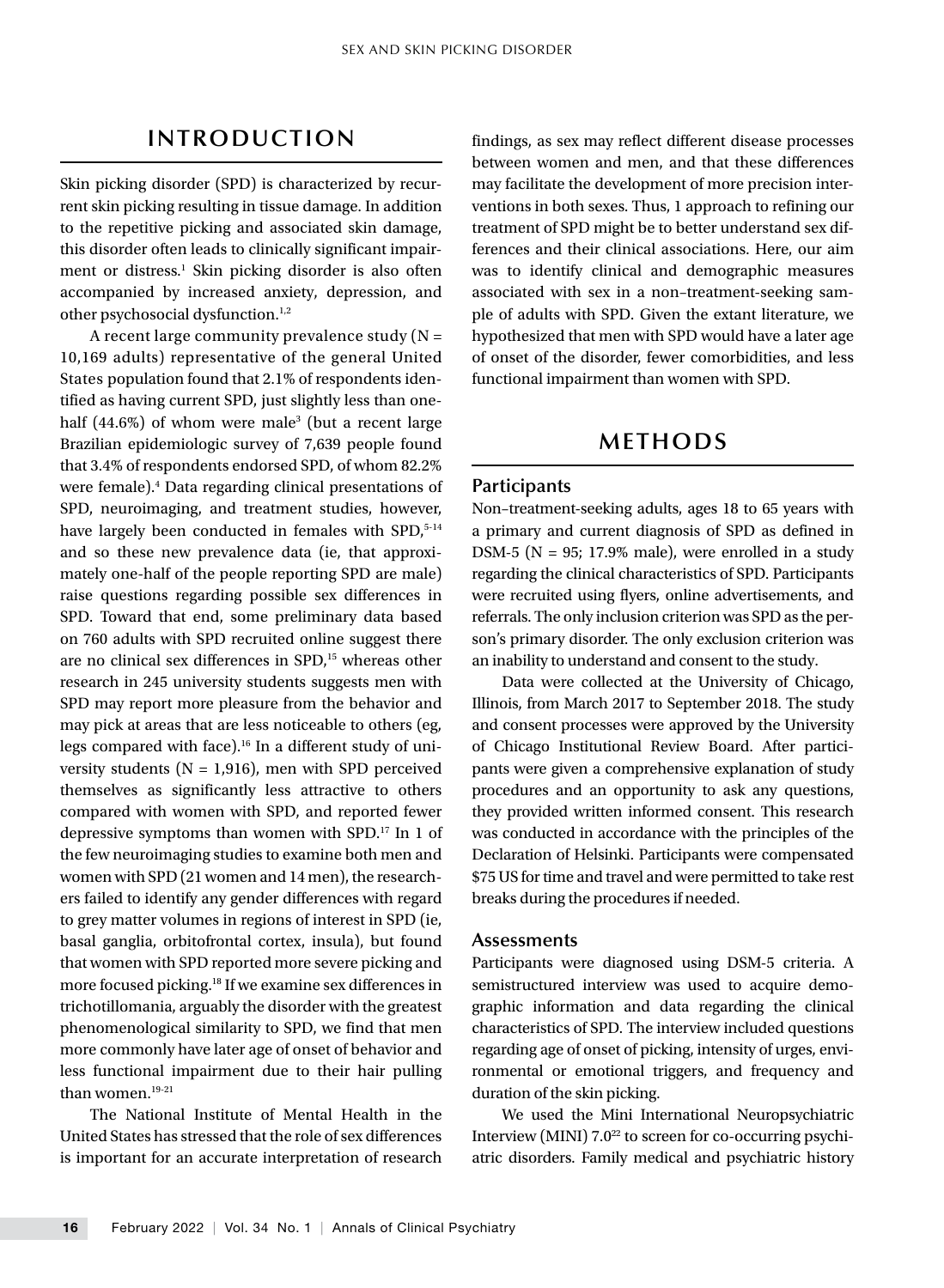## INTRODUCTION

Skin picking disorder (SPD) is characterized by recurrent skin picking resulting in tissue damage. In addition to the repetitive picking and associated skin damage, this disorder often leads to clinically significant impairment or distress.[1] Skin picking disorder is also often accompanied by increased anxiety, depression, and other psychosocial dysfunction.[1,2]

A recent large community prevalence study (N = 10,169 adults) representative of the general United States population found that 2.1% of respondents identified as having current SPD, just slightly less than one-half (44.6%) of whom were male[3] (but a recent large Brazilian epidemiologic survey of 7,639 people found that 3.4% of respondents endorsed SPD, of whom 82.2% were female).[4] Data regarding clinical presentations of SPD, neuroimaging, and treatment studies, however, have largely been conducted in females with SPD,[5-14] and so these new prevalence data (ie, that approximately one-half of the people reporting SPD are male) raise questions regarding possible sex differences in SPD. Toward that end, some preliminary data based on 760 adults with SPD recruited online suggest there are no clinical sex differences in SPD,[15] whereas other research in 245 university students suggests men with SPD may report more pleasure from the behavior and may pick at areas that are less noticeable to others (eg, legs compared with face).[16] In a different study of university students (N = 1,916), men with SPD perceived themselves as significantly less attractive to others compared with women with SPD, and reported fewer depressive symptoms than women with SPD.[17] In 1 of the few neuroimaging studies to examine both men and women with SPD (21 women and 14 men), the researchers failed to identify any gender differences with regard to grey matter volumes in regions of interest in SPD (ie, basal ganglia, orbitofrontal cortex, insula), but found that women with SPD reported more severe picking and more focused picking.[18] If we examine sex differences in trichotillomania, arguably the disorder with the greatest phenomenological similarity to SPD, we find that men more commonly have later age of onset of behavior and less functional impairment due to their hair pulling than women.[19-21]

The National Institute of Mental Health in the United States has stressed that the role of sex differences is important for an accurate interpretation of research findings, as sex may reflect different disease processes between women and men, and that these differences may facilitate the development of more precision interventions in both sexes. Thus, 1 approach to refining our treatment of SPD might be to better understand sex differences and their clinical associations. Here, our aim was to identify clinical and demographic measures associated with sex in a non–treatment-seeking sample of adults with SPD. Given the extant literature, we hypothesized that men with SPD would have a later age of onset of the disorder, fewer comorbidities, and less functional impairment than women with SPD.

## METHODS

### Participants

Non–treatment-seeking adults, ages 18 to 65 years with a primary and current diagnosis of SPD as defined in DSM-5 (N = 95; 17.9% male), were enrolled in a study regarding the clinical characteristics of SPD. Participants were recruited using flyers, online advertisements, and referrals. The only inclusion criterion was SPD as the person's primary disorder. The only exclusion criterion was an inability to understand and consent to the study.

Data were collected at the University of Chicago, Illinois, from March 2017 to September 2018. The study and consent processes were approved by the University of Chicago Institutional Review Board. After participants were given a comprehensive explanation of study procedures and an opportunity to ask any questions, they provided written informed consent. This research was conducted in accordance with the principles of the Declaration of Helsinki. Participants were compensated $75 US for time and travel and were permitted to take rest breaks during the procedures if needed.

### Assessments

Participants were diagnosed using DSM-5 criteria. A semistructured interview was used to acquire demographic information and data regarding the clinical characteristics of SPD. The interview included questions regarding age of onset of picking, intensity of urges, environmental or emotional triggers, and frequency and duration of the skin picking.

We used the Mini International Neuropsychiatric Interview (MINI) 7.0[22] to screen for co-occurring psychiatric disorders. Family medical and psychiatric history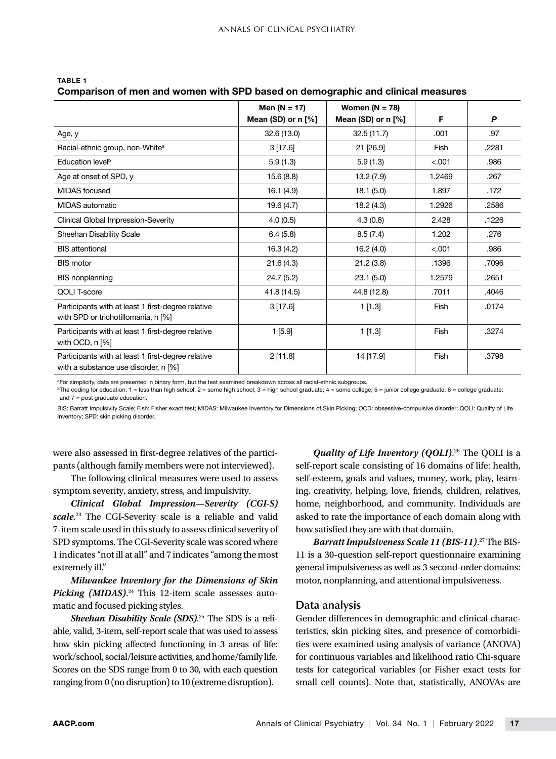**TABLE 1**

**Comparison of men and women with SPD based on demographic and clinical measures**

| | Men (N = 17) Mean (SD) or n [%] | Women (N = 78) Mean (SD) or n [%] | F | *P* |
|---|---|---|---|---|
| Age, y | 32.6 (13.0) | 32.5 (11.7) | .001 | .97 |
| Racial-ethnic group, non-White[a] | 3 [17.6] | 21 [26.9] | Fish | .2281 |
| Education level[b] | 5.9 (1.3) | 5.9 (1.3) | <.001 | .986 |
| Age at onset of SPD, y | 15.6 (8.8) | 13.2 (7.9) | 1.2469 | .267 |
| MIDAS focused | 16.1 (4.9) | 18.1 (5.0) | 1.897 | .172 |
| MIDAS automatic | 19.6 (4.7) | 18.2 (4.3) | 1.2926 | .2586 |
| Clinical Global Impression-Severity | 4.0 (0.5) | 4.3 (0.8) | 2.428 | .1226 |
| Sheehan Disability Scale | 6.4 (5.8) | 8.5 (7.4) | 1.202 | .276 |
| BIS attentional | 16.3 (4.2) | 16.2 (4.0) | <.001 | .986 |
| BIS motor | 21.6 (4.3) | 21.2 (3.8) | .1396 | .7096 |
| BIS nonplanning | 24.7 (5.2) | 23.1 (5.0) | 1.2579 | .2651 |
| QOLI T-score | 41.8 (14.5) | 44.8 (12.8) | .7011 | .4046 |
| Participants with at least 1 first-degree relative with SPD or trichotillomania, n [%] | 3 [17.6] | 1 [1.3] | Fish | .0174 |
| Participants with at least 1 first-degree relative with OCD, n [%] | 1 [5.9] | 1 [1.3] | Fish | .3274 |
| Participants with at least 1 first-degree relative with a substance use disorder, n [%] | 2 [11.8] | 14 [17.9] | Fish | .3798 |

[a]For simplicity, data are presented in binary form, but the test examined breakdown across all racial-ethnic subgroups.

[b]The coding for education: 1 = less than high school; 2 = some high school; 3 = high school graduate; 4 = some college; 5 = junior college graduate; 6 = college graduate; and 7 = post graduate education.

BIS: Barratt Impulsivity Scale; Fish: Fisher exact test; MIDAS: Milwaukee Inventory for Dimensions of Skin Picking; OCD: obsessive-compulsive disorder; QOLI: Quality of Life Inventory; SPD: skin picking disorder.

were also assessed in first-degree relatives of the participants (although family members were not interviewed).

The following clinical measures were used to assess symptom severity, anxiety, stress, and impulsivity.

***Clinical Global Impression—Severity (CGI-S) scale.***[23] The CGI-Severity scale is a reliable and valid 7-item scale used in this study to assess clinical severity of SPD symptoms. The CGI-Severity scale was scored where 1 indicates "not ill at all" and 7 indicates "among the most extremely ill."

***Milwaukee Inventory for the Dimensions of Skin Picking (MIDAS).***[24] This 12-item scale assesses automatic and focused picking styles.

***Sheehan Disability Scale (SDS).***[25] The SDS is a reliable, valid, 3-item, self-report scale that was used to assess how skin picking affected functioning in 3 areas of life: work/school, social/leisure activities, and home/family life. Scores on the SDS range from 0 to 30, with each question ranging from 0 (no disruption) to 10 (extreme disruption).

***Quality of Life Inventory (QOLI).***[26] The QOLI is a self-report scale consisting of 16 domains of life: health, self-esteem, goals and values, money, work, play, learning, creativity, helping, love, friends, children, relatives, home, neighborhood, and community. Individuals are asked to rate the importance of each domain along with how satisfied they are with that domain.

***Barratt Impulsiveness Scale 11 (BIS-11).***[27] The BIS-11 is a 30-question self-report questionnaire examining general impulsiveness as well as 3 second-order domains: motor, nonplanning, and attentional impulsiveness.

## Data analysis

Gender differences in demographic and clinical characteristics, skin picking sites, and presence of comorbidities were examined using analysis of variance (ANOVA) for continuous variables and likelihood ratio Chi-square tests for categorical variables (or Fisher exact tests for small cell counts). Note that, statistically, ANOVAs are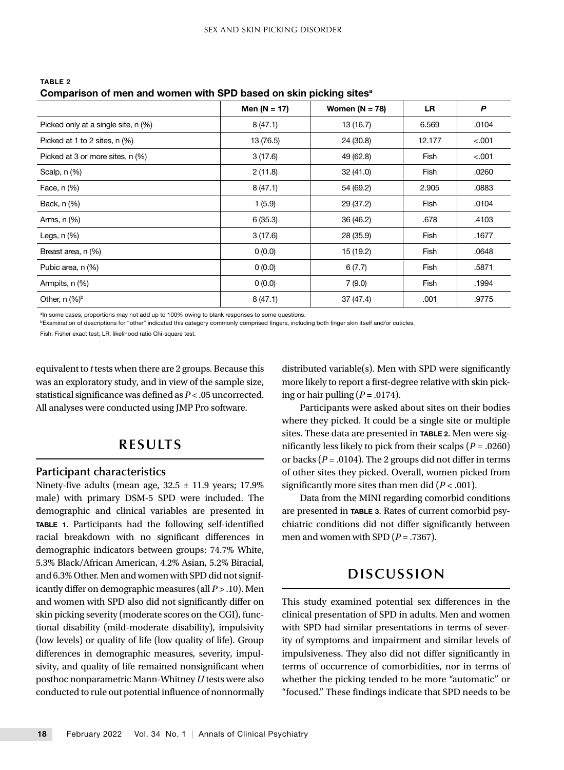**TABLE 2**
**Comparison of men and women with SPD based on skin picking sites[a]**

| | Men (N = 17) | Women (N = 78) | LR | *P* |
|---|---|---|---|---|
| Picked only at a single site, n (%) | 8 (47.1) | 13 (16.7) | 6.569 | .0104 |
| Picked at 1 to 2 sites, n (%) | 13 (76.5) | 24 (30.8) | 12.177 | <.001 |
| Picked at 3 or more sites, n (%) | 3 (17.6) | 49 (62.8) | Fish | <.001 |
| Scalp, n (%) | 2 (11.8) | 32 (41.0) | Fish | .0260 |
| Face, n (%) | 8 (47.1) | 54 (69.2) | 2.905 | .0883 |
| Back, n (%) | 1 (5.9) | 29 (37.2) | Fish | .0104 |
| Arms, n (%) | 6 (35.3) | 36 (46.2) | .678 | .4103 |
| Legs, n (%) | 3 (17.6) | 28 (35.9) | Fish | .1677 |
| Breast area, n (%) | 0 (0.0) | 15 (19.2) | Fish | .0648 |
| Pubic area, n (%) | 0 (0.0) | 6 (7.7) | Fish | .5871 |
| Armpits, n (%) | 0 (0.0) | 7 (9.0) | Fish | .1994 |
| Other, n (%)[b] | 8 (47.1) | 37 (47.4) | .001 | .9775 |

[a]In some cases, proportions may not add up to 100% owing to blank responses to some questions.

[b]Examination of descriptions for "other" indicated this category commonly comprised fingers, including both finger skin itself and/or cuticles.

Fish: Fisher exact test; LR, likelihood ratio Chi-square test.

equivalent to *t* tests when there are 2 groups. Because this was an exploratory study, and in view of the sample size, statistical significance was defined as $P < .05$ uncorrected. All analyses were conducted using JMP Pro software.

## RESULTS

### Participant characteristics

Ninety-five adults (mean age, 32.5 ± 11.9 years; 17.9% male) with primary DSM-5 SPD were included. The demographic and clinical variables are presented in **TABLE 1**. Participants had the following self-identified racial breakdown with no significant differences in demographic indicators between groups: 74.7% White, 5.3% Black/African American, 4.2% Asian, 5.2% Biracial, and 6.3% Other. Men and women with SPD did not significantly differ on demographic measures (all $P > .10$). Men and women with SPD also did not significantly differ on skin picking severity (moderate scores on the CGI), functional disability (mild-moderate disability), impulsivity (low levels) or quality of life (low quality of life). Group differences in demographic measures, severity, impulsivity, and quality of life remained nonsignificant when posthoc nonparametric Mann-Whitney *U* tests were also conducted to rule out potential influence of nonnormally distributed variable(s). Men with SPD were significantly more likely to report a first-degree relative with skin picking or hair pulling ($P = .0174$).

Participants were asked about sites on their bodies where they picked. It could be a single site or multiple sites. These data are presented in **TABLE 2**. Men were significantly less likely to pick from their scalps ($P = .0260$) or backs ($P = .0104$). The 2 groups did not differ in terms of other sites they picked. Overall, women picked from significantly more sites than men did ($P < .001$).

Data from the MINI regarding comorbid conditions are presented in **TABLE 3**. Rates of current comorbid psychiatric conditions did not differ significantly between men and women with SPD ($P = .7367$).

## DISCUSSION

This study examined potential sex differences in the clinical presentation of SPD in adults. Men and women with SPD had similar presentations in terms of severity of symptoms and impairment and similar levels of impulsiveness. They also did not differ significantly in terms of occurrence of comorbidities, nor in terms of whether the picking tended to be more "automatic" or "focused." These findings indicate that SPD needs to be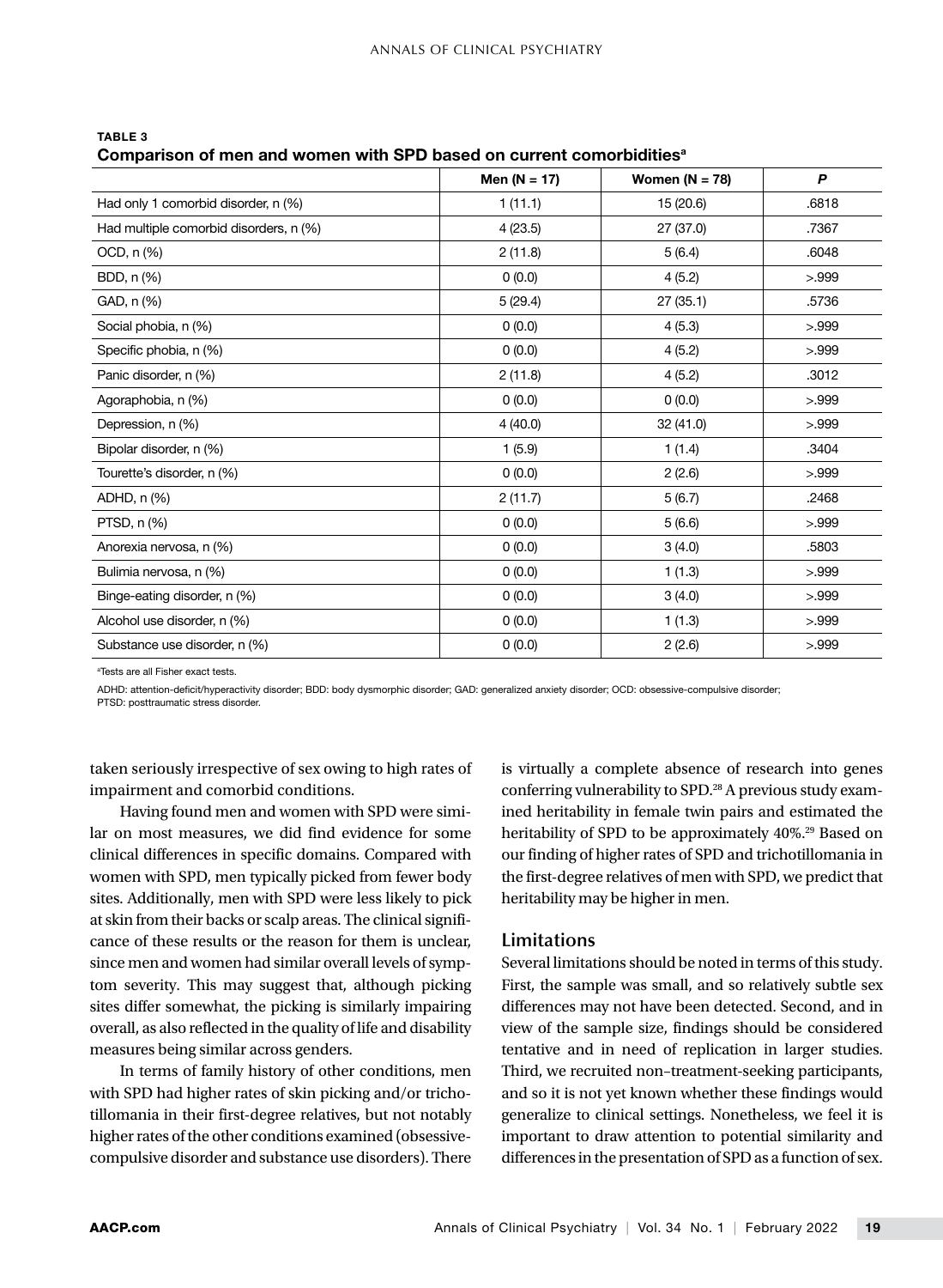**TABLE 3**
**Comparison of men and women with SPD based on current comorbidities[a]**

| | Men (N = 17) | Women (N = 78) | *P* |
|---|---|---|---|
| Had only 1 comorbid disorder, n (%) | 1 (11.1) | 15 (20.6) | .6818 |
| Had multiple comorbid disorders, n (%) | 4 (23.5) | 27 (37.0) | .7367 |
| OCD, n (%) | 2 (11.8) | 5 (6.4) | .6048 |
| BDD, n (%) | 0 (0.0) | 4 (5.2) | >.999 |
| GAD, n (%) | 5 (29.4) | 27 (35.1) | .5736 |
| Social phobia, n (%) | 0 (0.0) | 4 (5.3) | >.999 |
| Specific phobia, n (%) | 0 (0.0) | 4 (5.2) | >.999 |
| Panic disorder, n (%) | 2 (11.8) | 4 (5.2) | .3012 |
| Agoraphobia, n (%) | 0 (0.0) | 0 (0.0) | >.999 |
| Depression, n (%) | 4 (40.0) | 32 (41.0) | >.999 |
| Bipolar disorder, n (%) | 1 (5.9) | 1 (1.4) | .3404 |
| Tourette's disorder, n (%) | 0 (0.0) | 2 (2.6) | >.999 |
| ADHD, n (%) | 2 (11.7) | 5 (6.7) | .2468 |
| PTSD, n (%) | 0 (0.0) | 5 (6.6) | >.999 |
| Anorexia nervosa, n (%) | 0 (0.0) | 3 (4.0) | .5803 |
| Bulimia nervosa, n (%) | 0 (0.0) | 1 (1.3) | >.999 |
| Binge-eating disorder, n (%) | 0 (0.0) | 3 (4.0) | >.999 |
| Alcohol use disorder, n (%) | 0 (0.0) | 1 (1.3) | >.999 |
| Substance use disorder, n (%) | 0 (0.0) | 2 (2.6) | >.999 |

[a]Tests are all Fisher exact tests.

ADHD: attention-deficit/hyperactivity disorder; BDD: body dysmorphic disorder; GAD: generalized anxiety disorder; OCD: obsessive-compulsive disorder; PTSD: posttraumatic stress disorder.

taken seriously irrespective of sex owing to high rates of impairment and comorbid conditions.

Having found men and women with SPD were similar on most measures, we did find evidence for some clinical differences in specific domains. Compared with women with SPD, men typically picked from fewer body sites. Additionally, men with SPD were less likely to pick at skin from their backs or scalp areas. The clinical significance of these results or the reason for them is unclear, since men and women had similar overall levels of symptom severity. This may suggest that, although picking sites differ somewhat, the picking is similarly impairing overall, as also reflected in the quality of life and disability measures being similar across genders.

In terms of family history of other conditions, men with SPD had higher rates of skin picking and/or trichotillomania in their first-degree relatives, but not notably higher rates of the other conditions examined (obsessive-compulsive disorder and substance use disorders). There is virtually a complete absence of research into genes conferring vulnerability to SPD.[28] A previous study examined heritability in female twin pairs and estimated the heritability of SPD to be approximately 40%.[29] Based on our finding of higher rates of SPD and trichotillomania in the first-degree relatives of men with SPD, we predict that heritability may be higher in men.

## Limitations

Several limitations should be noted in terms of this study. First, the sample was small, and so relatively subtle sex differences may not have been detected. Second, and in view of the sample size, findings should be considered tentative and in need of replication in larger studies. Third, we recruited non–treatment-seeking participants, and so it is not yet known whether these findings would generalize to clinical settings. Nonetheless, we feel it is important to draw attention to potential similarity and differences in the presentation of SPD as a function of sex.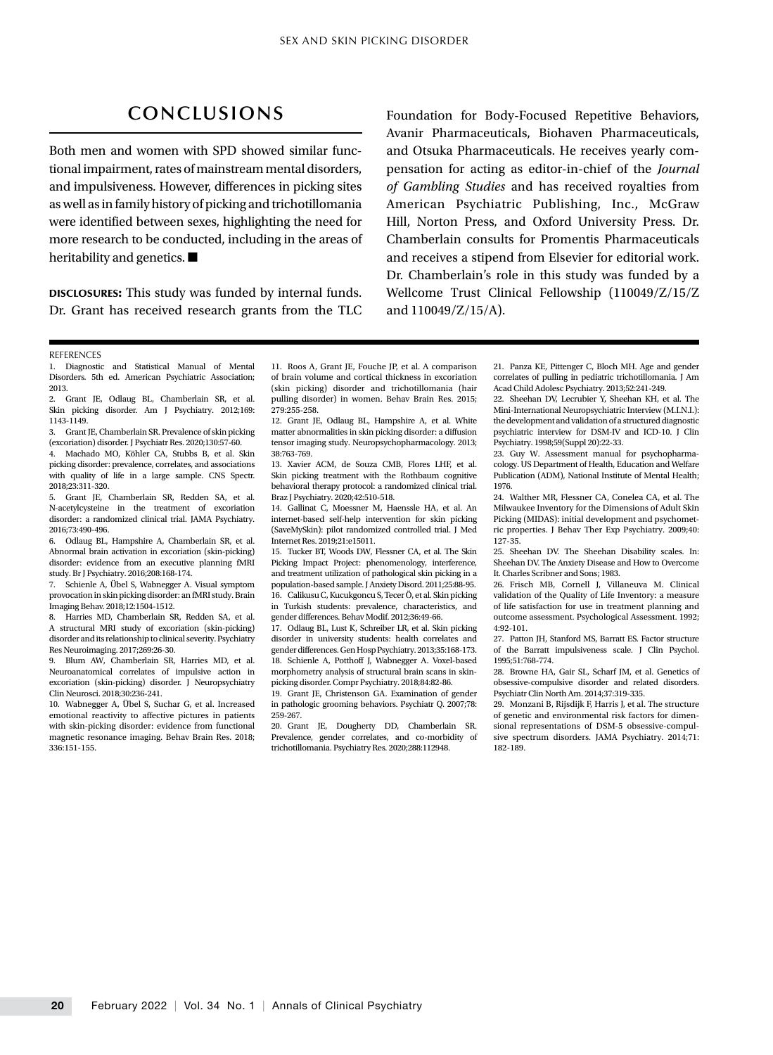## CONCLUSIONS

Both men and women with SPD showed similar functional impairment, rates of mainstream mental disorders, and impulsiveness. However, differences in picking sites as well as in family history of picking and trichotillomania were identified between sexes, highlighting the need for more research to be conducted, including in the areas of heritability and genetics. ■

**DISCLOSURES:** This study was funded by internal funds. Dr. Grant has received research grants from the TLC Foundation for Body-Focused Repetitive Behaviors, Avanir Pharmaceuticals, Biohaven Pharmaceuticals, and Otsuka Pharmaceuticals. He receives yearly compensation for acting as editor-in-chief of the *Journal of Gambling Studies* and has received royalties from American Psychiatric Publishing, Inc., McGraw Hill, Norton Press, and Oxford University Press. Dr. Chamberlain consults for Promentis Pharmaceuticals and receives a stipend from Elsevier for editorial work. Dr. Chamberlain's role in this study was funded by a Wellcome Trust Clinical Fellowship (110049/Z/15/Z and 110049/Z/15/A).

REFERENCES

1. Diagnostic and Statistical Manual of Mental Disorders. 5th ed. American Psychiatric Association; 2013.
2. Grant JE, Odlaug BL, Chamberlain SR, et al. Skin picking disorder. Am J Psychiatry. 2012;169: 1143-1149.
3. Grant JE, Chamberlain SR. Prevalence of skin picking (excoriation) disorder. J Psychiatr Res. 2020;130:57-60.
4. Machado MO, Köhler CA, Stubbs B, et al. Skin picking disorder: prevalence, correlates, and associations with quality of life in a large sample. CNS Spectr. 2018;23:311-320.
5. Grant JE, Chamberlain SR, Redden SA, et al. N-acetylcysteine in the treatment of excoriation disorder: a randomized clinical trial. JAMA Psychiatry. 2016;73:490-496.
6. Odlaug BL, Hampshire A, Chamberlain SR, et al. Abnormal brain activation in excoriation (skin-picking) disorder: evidence from an executive planning fMRI study. Br J Psychiatry. 2016;208:168-174.
7. Schienle A, Übel S, Wabnegger A. Visual symptom provocation in skin picking disorder: an fMRI study. Brain Imaging Behav. 2018;12:1504-1512.
8. Harries MD, Chamberlain SR, Redden SA, et al. A structural MRI study of excoriation (skin-picking) disorder and its relationship to clinical severity. Psychiatry Res Neuroimaging. 2017;269:26-30.
9. Blum AW, Chamberlain SR, Harries MD, et al. Neuroanatomical correlates of impulsive action in excoriation (skin-picking) disorder. J Neuropsychiatry Clin Neurosci. 2018;30:236-241.
10. Wabnegger A, Übel S, Suchar G, et al. Increased emotional reactivity to affective pictures in patients with skin-picking disorder: evidence from functional magnetic resonance imaging. Behav Brain Res. 2018; 336:151-155.
11. Roos A, Grant JE, Fouche JP, et al. A comparison of brain volume and cortical thickness in excoriation (skin picking) disorder and trichotillomania (hair pulling disorder) in women. Behav Brain Res. 2015; 279:255-258.
12. Grant JE, Odlaug BL, Hampshire A, et al. White matter abnormalities in skin picking disorder: a diffusion tensor imaging study. Neuropsychopharmacology. 2013; 38:763-769.
13. Xavier ACM, de Souza CMB, Flores LHF, et al. Skin picking treatment with the Rothbaum cognitive behavioral therapy protocol: a randomized clinical trial. Braz J Psychiatry. 2020;42:510-518.
14. Gallinat C, Moessner M, Haenssle HA, et al. An internet-based self-help intervention for skin picking (SaveMySkin): pilot randomized controlled trial. J Med Internet Res. 2019;21:e15011.
15. Tucker BT, Woods DW, Flessner CA, et al. The Skin Picking Impact Project: phenomenology, interference, and treatment utilization of pathological skin picking in a population-based sample. J Anxiety Disord. 2011;25:88-95.
16. Calikusu C, Kucukgoncu S, Tecer Ö, et al. Skin picking in Turkish students: prevalence, characteristics, and gender differences. Behav Modif. 2012;36:49-66.
17. Odlaug BL, Lust K, Schreiber LR, et al. Skin picking disorder in university students: health correlates and gender differences. Gen Hosp Psychiatry. 2013;35:168-173.
18. Schienle A, Potthoff J, Wabnegger A. Voxel-based morphometry analysis of structural brain scans in skin-picking disorder. Compr Psychiatry. 2018;84:82-86.
19. Grant JE, Christenson GA. Examination of gender in pathologic grooming behaviors. Psychiatr Q. 2007;78: 259-267.
20. Grant JE, Dougherty DD, Chamberlain SR. Prevalence, gender correlates, and co-morbidity of trichotillomania. Psychiatry Res. 2020;288:112948.
21. Panza KE, Pittenger C, Bloch MH. Age and gender correlates of pulling in pediatric trichotillomania. J Am Acad Child Adolesc Psychiatry. 2013;52:241-249.
22. Sheehan DV, Lecrubier Y, Sheehan KH, et al. The Mini-International Neuropsychiatric Interview (M.I.N.I.): the development and validation of a structured diagnostic psychiatric interview for DSM-IV and ICD-10. J Clin Psychiatry. 1998;59(Suppl 20):22-33.
23. Guy W. Assessment manual for psychopharmacology. US Department of Health, Education and Welfare Publication (ADM), National Institute of Mental Health; 1976.
24. Walther MR, Flessner CA, Conelea CA, et al. The Milwaukee Inventory for the Dimensions of Adult Skin Picking (MIDAS): initial development and psychometric properties. J Behav Ther Exp Psychiatry. 2009;40: 127-35.
25. Sheehan DV. The Sheehan Disability scales. In: Sheehan DV. The Anxiety Disease and How to Overcome It. Charles Scribner and Sons; 1983.
26. Frisch MB, Cornell J, Villaneuva M. Clinical validation of the Quality of Life Inventory: a measure of life satisfaction for use in treatment planning and outcome assessment. Psychological Assessment. 1992; 4:92-101.
27. Patton JH, Stanford MS, Barratt ES. Factor structure of the Barratt impulsiveness scale. J Clin Psychol. 1995;51:768-774.
28. Browne HA, Gair SL, Scharf JM, et al. Genetics of obsessive-compulsive disorder and related disorders. Psychiatr Clin North Am. 2014;37:319-335.
29. Monzani B, Rijsdijk F, Harris J, et al. The structure of genetic and environmental risk factors for dimensional representations of DSM-5 obsessive-compulsive spectrum disorders. JAMA Psychiatry. 2014;71: 182-189.